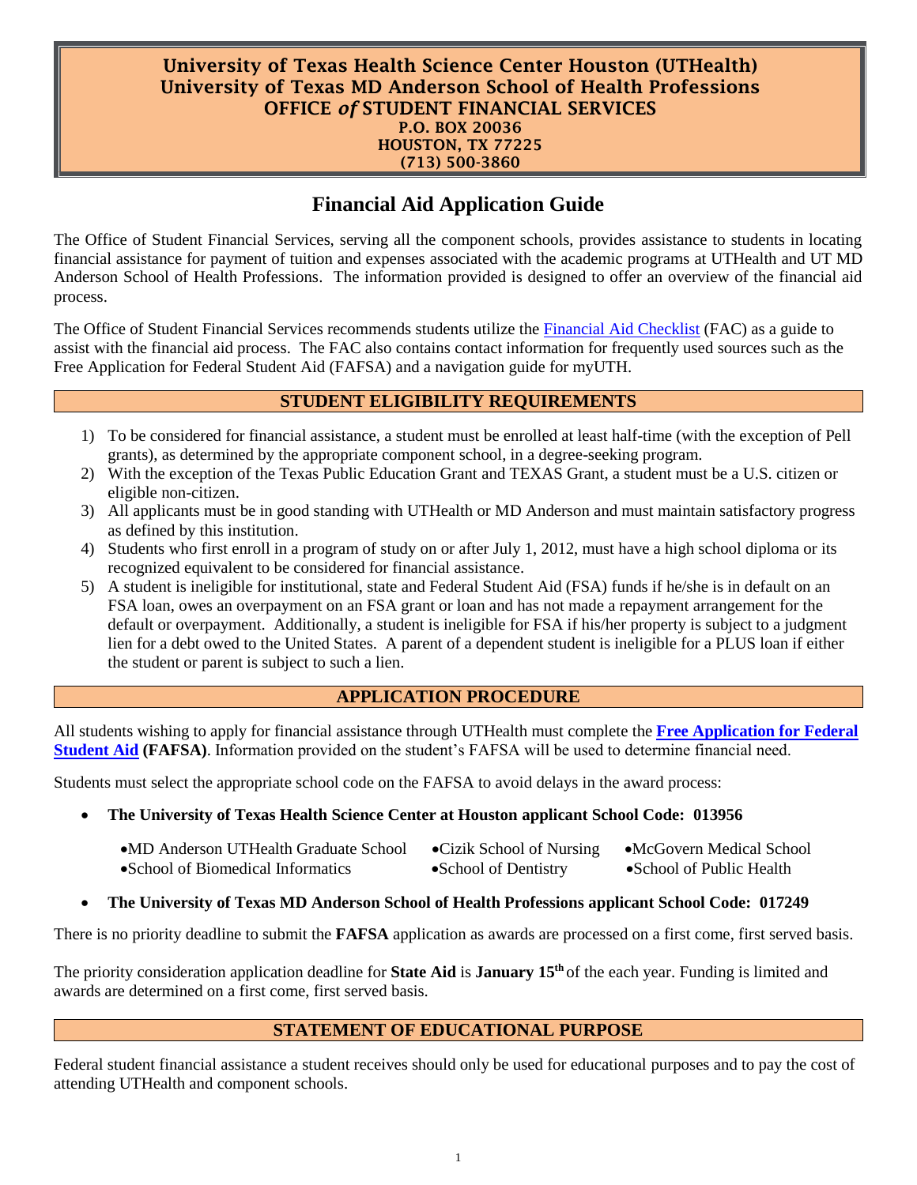**University of Texas Health Science Center Houston (UTHealth)**
**University of Texas MD Anderson School of Health Professions**
**OFFICE *of* STUDENT FINANCIAL SERVICES**
**P.O. BOX 20036**
**HOUSTON, TX 77225**
**(713) 500-3860**

# Financial Aid Application Guide

The Office of Student Financial Services, serving all the component schools, provides assistance to students in locating financial assistance for payment of tuition and expenses associated with the academic programs at UTHealth and UT MD Anderson School of Health Professions. The information provided is designed to offer an overview of the financial aid process.

The Office of Student Financial Services recommends students utilize the Financial Aid Checklist (FAC) as a guide to assist with the financial aid process. The FAC also contains contact information for frequently used sources such as the Free Application for Federal Student Aid (FAFSA) and a navigation guide for myUTH.

## STUDENT ELIGIBILITY REQUIREMENTS

1) To be considered for financial assistance, a student must be enrolled at least half-time (with the exception of Pell grants), as determined by the appropriate component school, in a degree-seeking program.
2) With the exception of the Texas Public Education Grant and TEXAS Grant, a student must be a U.S. citizen or eligible non-citizen.
3) All applicants must be in good standing with UTHealth or MD Anderson and must maintain satisfactory progress as defined by this institution.
4) Students who first enroll in a program of study on or after July 1, 2012, must have a high school diploma or its recognized equivalent to be considered for financial assistance.
5) A student is ineligible for institutional, state and Federal Student Aid (FSA) funds if he/she is in default on an FSA loan, owes an overpayment on an FSA grant or loan and has not made a repayment arrangement for the default or overpayment. Additionally, a student is ineligible for FSA if his/her property is subject to a judgment lien for a debt owed to the United States. A parent of a dependent student is ineligible for a PLUS loan if either the student or parent is subject to such a lien.

## APPLICATION PROCEDURE

All students wishing to apply for financial assistance through UTHealth must complete the **Free Application for Federal Student Aid (FAFSA)**. Information provided on the student's FAFSA will be used to determine financial need.

Students must select the appropriate school code on the FAFSA to avoid delays in the award process:

- **The University of Texas Health Science Center at Houston applicant School Code: 013956**
  - MD Anderson UTHealth Graduate School
  - Cizik School of Nursing
  - McGovern Medical School
  - School of Biomedical Informatics
  - School of Dentistry
  - School of Public Health
- **The University of Texas MD Anderson School of Health Professions applicant School Code: 017249**

There is no priority deadline to submit the **FAFSA** application as awards are processed on a first come, first served basis.

The priority consideration application deadline for **State Aid** is **January 15th** of the each year. Funding is limited and awards are determined on a first come, first served basis.

## STATEMENT OF EDUCATIONAL PURPOSE

Federal student financial assistance a student receives should only be used for educational purposes and to pay the cost of attending UTHealth and component schools.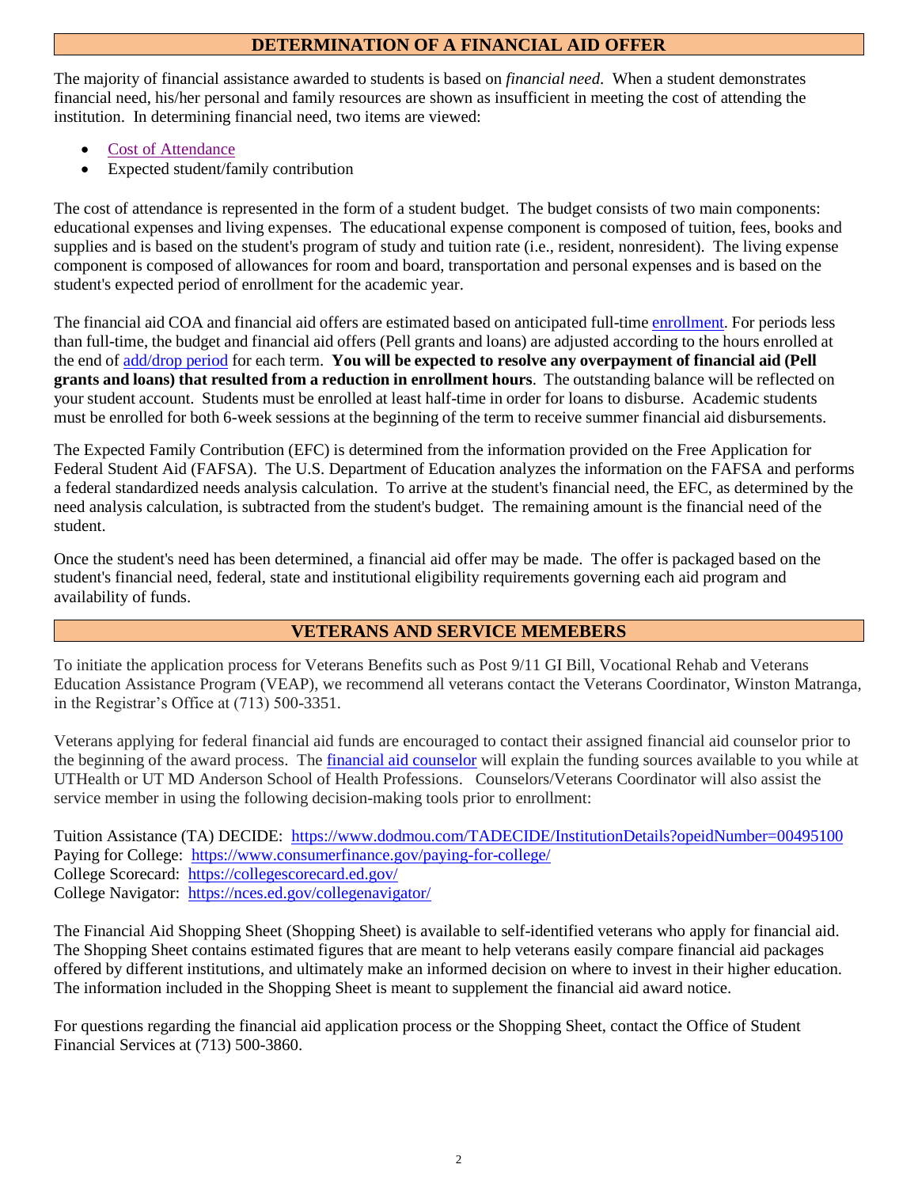## DETERMINATION OF A FINANCIAL AID OFFER

The majority of financial assistance awarded to students is based on *financial need*. When a student demonstrates financial need, his/her personal and family resources are shown as insufficient in meeting the cost of attending the institution. In determining financial need, two items are viewed:

- Cost of Attendance
- Expected student/family contribution

The cost of attendance is represented in the form of a student budget. The budget consists of two main components: educational expenses and living expenses. The educational expense component is composed of tuition, fees, books and supplies and is based on the student's program of study and tuition rate (i.e., resident, nonresident). The living expense component is composed of allowances for room and board, transportation and personal expenses and is based on the student's expected period of enrollment for the academic year.

The financial aid COA and financial aid offers are estimated based on anticipated full-time enrollment. For periods less than full-time, the budget and financial aid offers (Pell grants and loans) are adjusted according to the hours enrolled at the end of add/drop period for each term. **You will be expected to resolve any overpayment of financial aid (Pell grants and loans) that resulted from a reduction in enrollment hours**. The outstanding balance will be reflected on your student account. Students must be enrolled at least half-time in order for loans to disburse. Academic students must be enrolled for both 6-week sessions at the beginning of the term to receive summer financial aid disbursements.

The Expected Family Contribution (EFC) is determined from the information provided on the Free Application for Federal Student Aid (FAFSA). The U.S. Department of Education analyzes the information on the FAFSA and performs a federal standardized needs analysis calculation. To arrive at the student's financial need, the EFC, as determined by the need analysis calculation, is subtracted from the student's budget. The remaining amount is the financial need of the student.

Once the student's need has been determined, a financial aid offer may be made. The offer is packaged based on the student's financial need, federal, state and institutional eligibility requirements governing each aid program and availability of funds.

## VETERANS AND SERVICE MEMEBERS

To initiate the application process for Veterans Benefits such as Post 9/11 GI Bill, Vocational Rehab and Veterans Education Assistance Program (VEAP), we recommend all veterans contact the Veterans Coordinator, Winston Matranga, in the Registrar's Office at (713) 500-3351.

Veterans applying for federal financial aid funds are encouraged to contact their assigned financial aid counselor prior to the beginning of the award process. The financial aid counselor will explain the funding sources available to you while at UTHealth or UT MD Anderson School of Health Professions. Counselors/Veterans Coordinator will also assist the service member in using the following decision-making tools prior to enrollment:

Tuition Assistance (TA) DECIDE: https://www.dodmou.com/TADECIDE/InstitutionDetails?opeidNumber=00495100
Paying for College: https://www.consumerfinance.gov/paying-for-college/
College Scorecard: https://collegescorecard.ed.gov/
College Navigator: https://nces.ed.gov/collegenavigator/

The Financial Aid Shopping Sheet (Shopping Sheet) is available to self-identified veterans who apply for financial aid. The Shopping Sheet contains estimated figures that are meant to help veterans easily compare financial aid packages offered by different institutions, and ultimately make an informed decision on where to invest in their higher education. The information included in the Shopping Sheet is meant to supplement the financial aid award notice.

For questions regarding the financial aid application process or the Shopping Sheet, contact the Office of Student Financial Services at (713) 500-3860.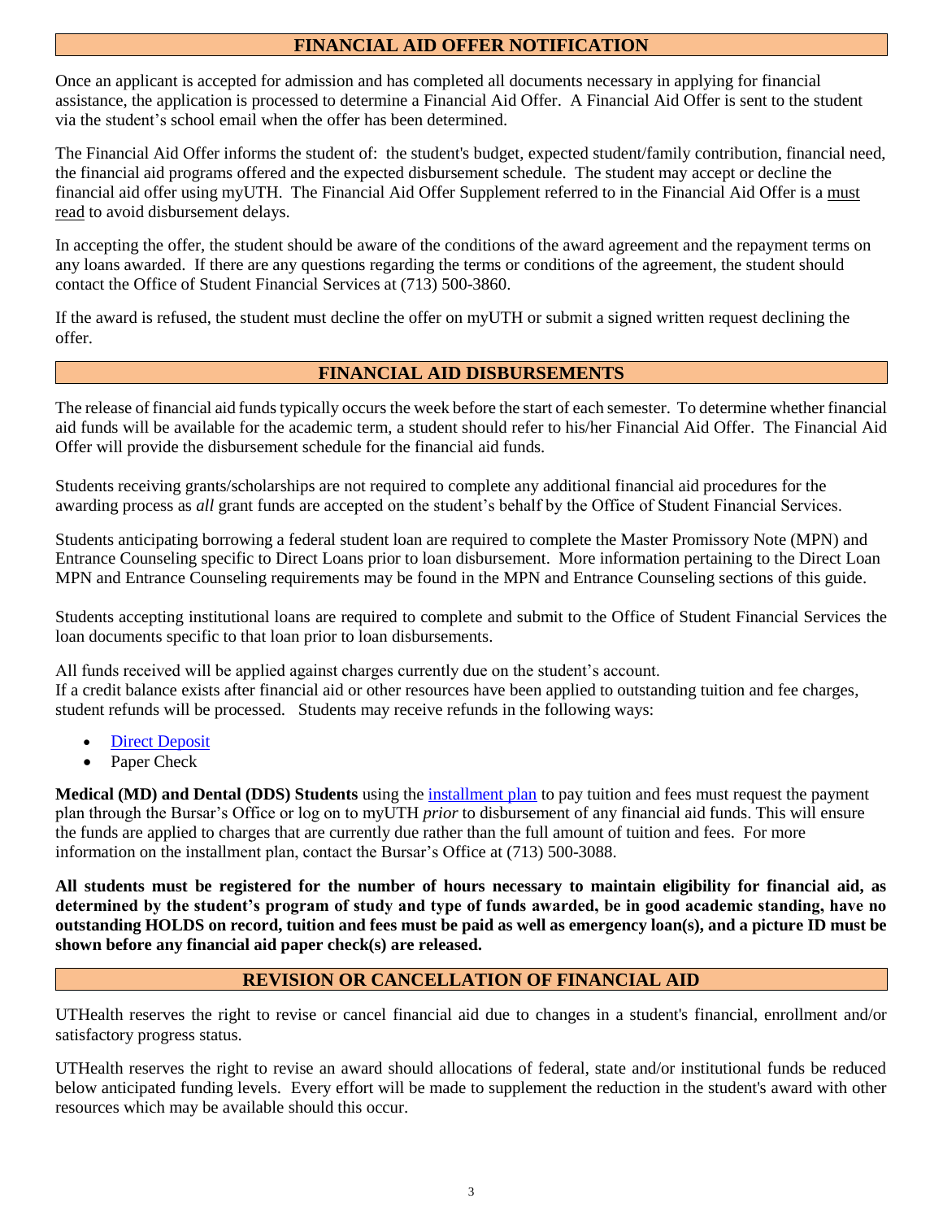## FINANCIAL AID OFFER NOTIFICATION

Once an applicant is accepted for admission and has completed all documents necessary in applying for financial assistance, the application is processed to determine a Financial Aid Offer. A Financial Aid Offer is sent to the student via the student's school email when the offer has been determined.

The Financial Aid Offer informs the student of: the student's budget, expected student/family contribution, financial need, the financial aid programs offered and the expected disbursement schedule. The student may accept or decline the financial aid offer using myUTH. The Financial Aid Offer Supplement referred to in the Financial Aid Offer is a must read to avoid disbursement delays.

In accepting the offer, the student should be aware of the conditions of the award agreement and the repayment terms on any loans awarded. If there are any questions regarding the terms or conditions of the agreement, the student should contact the Office of Student Financial Services at (713) 500-3860.

If the award is refused, the student must decline the offer on myUTH or submit a signed written request declining the offer.

## FINANCIAL AID DISBURSEMENTS

The release of financial aid funds typically occurs the week before the start of each semester. To determine whether financial aid funds will be available for the academic term, a student should refer to his/her Financial Aid Offer. The Financial Aid Offer will provide the disbursement schedule for the financial aid funds.

Students receiving grants/scholarships are not required to complete any additional financial aid procedures for the awarding process as *all* grant funds are accepted on the student's behalf by the Office of Student Financial Services.

Students anticipating borrowing a federal student loan are required to complete the Master Promissory Note (MPN) and Entrance Counseling specific to Direct Loans prior to loan disbursement. More information pertaining to the Direct Loan MPN and Entrance Counseling requirements may be found in the MPN and Entrance Counseling sections of this guide.

Students accepting institutional loans are required to complete and submit to the Office of Student Financial Services the loan documents specific to that loan prior to loan disbursements.

All funds received will be applied against charges currently due on the student's account.
If a credit balance exists after financial aid or other resources have been applied to outstanding tuition and fee charges, student refunds will be processed. Students may receive refunds in the following ways:

- Direct Deposit
- Paper Check

**Medical (MD) and Dental (DDS) Students** using the installment plan to pay tuition and fees must request the payment plan through the Bursar's Office or log on to myUTH *prior* to disbursement of any financial aid funds. This will ensure the funds are applied to charges that are currently due rather than the full amount of tuition and fees. For more information on the installment plan, contact the Bursar's Office at (713) 500-3088.

**All students must be registered for the number of hours necessary to maintain eligibility for financial aid, as determined by the student's program of study and type of funds awarded, be in good academic standing, have no outstanding HOLDS on record, tuition and fees must be paid as well as emergency loan(s), and a picture ID must be shown before any financial aid paper check(s) are released.**

## REVISION OR CANCELLATION OF FINANCIAL AID

UTHealth reserves the right to revise or cancel financial aid due to changes in a student's financial, enrollment and/or satisfactory progress status.

UTHealth reserves the right to revise an award should allocations of federal, state and/or institutional funds be reduced below anticipated funding levels. Every effort will be made to supplement the reduction in the student's award with other resources which may be available should this occur.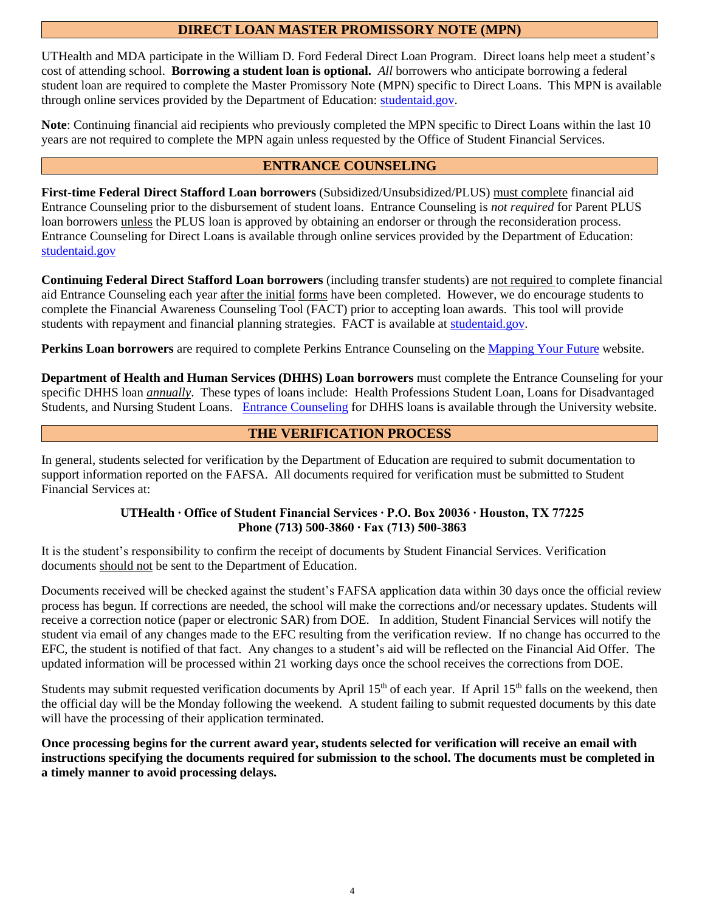## DIRECT LOAN MASTER PROMISSORY NOTE (MPN)

UTHealth and MDA participate in the William D. Ford Federal Direct Loan Program. Direct loans help meet a student's cost of attending school. **Borrowing a student loan is optional.** *All* borrowers who anticipate borrowing a federal student loan are required to complete the Master Promissory Note (MPN) specific to Direct Loans. This MPN is available through online services provided by the Department of Education: studentaid.gov.

**Note**: Continuing financial aid recipients who previously completed the MPN specific to Direct Loans within the last 10 years are not required to complete the MPN again unless requested by the Office of Student Financial Services.

## ENTRANCE COUNSELING

**First-time Federal Direct Stafford Loan borrowers** (Subsidized/Unsubsidized/PLUS) must complete financial aid Entrance Counseling prior to the disbursement of student loans. Entrance Counseling is *not required* for Parent PLUS loan borrowers unless the PLUS loan is approved by obtaining an endorser or through the reconsideration process. Entrance Counseling for Direct Loans is available through online services provided by the Department of Education: studentaid.gov

**Continuing Federal Direct Stafford Loan borrowers** (including transfer students) are not required to complete financial aid Entrance Counseling each year after the initial forms have been completed. However, we do encourage students to complete the Financial Awareness Counseling Tool (FACT) prior to accepting loan awards. This tool will provide students with repayment and financial planning strategies. FACT is available at studentaid.gov.

**Perkins Loan borrowers** are required to complete Perkins Entrance Counseling on the Mapping Your Future website.

**Department of Health and Human Services (DHHS) Loan borrowers** must complete the Entrance Counseling for your specific DHHS loan *annually*. These types of loans include: Health Professions Student Loan, Loans for Disadvantaged Students, and Nursing Student Loans. Entrance Counseling for DHHS loans is available through the University website.

## THE VERIFICATION PROCESS

In general, students selected for verification by the Department of Education are required to submit documentation to support information reported on the FAFSA. All documents required for verification must be submitted to Student Financial Services at:

**UTHealth · Office of Student Financial Services · P.O. Box 20036 · Houston, TX 77225**
**Phone (713) 500-3860 · Fax (713) 500-3863**

It is the student's responsibility to confirm the receipt of documents by Student Financial Services. Verification documents should not be sent to the Department of Education.

Documents received will be checked against the student's FAFSA application data within 30 days once the official review process has begun. If corrections are needed, the school will make the corrections and/or necessary updates. Students will receive a correction notice (paper or electronic SAR) from DOE. In addition, Student Financial Services will notify the student via email of any changes made to the EFC resulting from the verification review. If no change has occurred to the EFC, the student is notified of that fact. Any changes to a student's aid will be reflected on the Financial Aid Offer. The updated information will be processed within 21 working days once the school receives the corrections from DOE.

Students may submit requested verification documents by April 15th of each year. If April 15th falls on the weekend, then the official day will be the Monday following the weekend. A student failing to submit requested documents by this date will have the processing of their application terminated.

**Once processing begins for the current award year, students selected for verification will receive an email with instructions specifying the documents required for submission to the school. The documents must be completed in a timely manner to avoid processing delays.**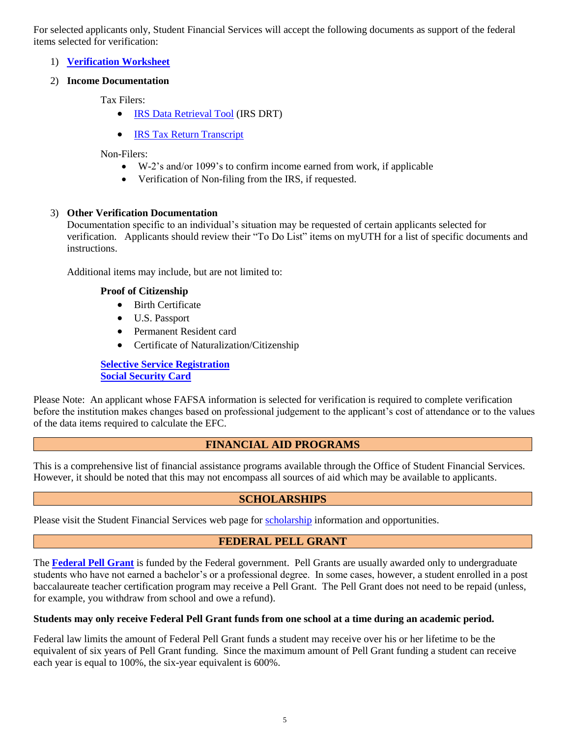For selected applicants only, Student Financial Services will accept the following documents as support of the federal items selected for verification:

1) **Verification Worksheet**
2) **Income Documentation**

   Tax Filers:
   - IRS Data Retrieval Tool (IRS DRT)
   - IRS Tax Return Transcript

   Non-Filers:
   - W-2's and/or 1099's to confirm income earned from work, if applicable
   - Verification of Non-filing from the IRS, if requested.

3) **Other Verification Documentation**
   Documentation specific to an individual's situation may be requested of certain applicants selected for verification. Applicants should review their "To Do List" items on myUTH for a list of specific documents and instructions.

   Additional items may include, but are not limited to:

   **Proof of Citizenship**
   - Birth Certificate
   - U.S. Passport
   - Permanent Resident card
   - Certificate of Naturalization/Citizenship

   **Selective Service Registration**
   **Social Security Card**

Please Note: An applicant whose FAFSA information is selected for verification is required to complete verification before the institution makes changes based on professional judgement to the applicant's cost of attendance or to the values of the data items required to calculate the EFC.

## FINANCIAL AID PROGRAMS

This is a comprehensive list of financial assistance programs available through the Office of Student Financial Services. However, it should be noted that this may not encompass all sources of aid which may be available to applicants.

## SCHOLARSHIPS

Please visit the Student Financial Services web page for scholarship information and opportunities.

## FEDERAL PELL GRANT

The **Federal Pell Grant** is funded by the Federal government. Pell Grants are usually awarded only to undergraduate students who have not earned a bachelor's or a professional degree. In some cases, however, a student enrolled in a post baccalaureate teacher certification program may receive a Pell Grant. The Pell Grant does not need to be repaid (unless, for example, you withdraw from school and owe a refund).

**Students may only receive Federal Pell Grant funds from one school at a time during an academic period.**

Federal law limits the amount of Federal Pell Grant funds a student may receive over his or her lifetime to be the equivalent of six years of Pell Grant funding. Since the maximum amount of Pell Grant funding a student can receive each year is equal to 100%, the six-year equivalent is 600%.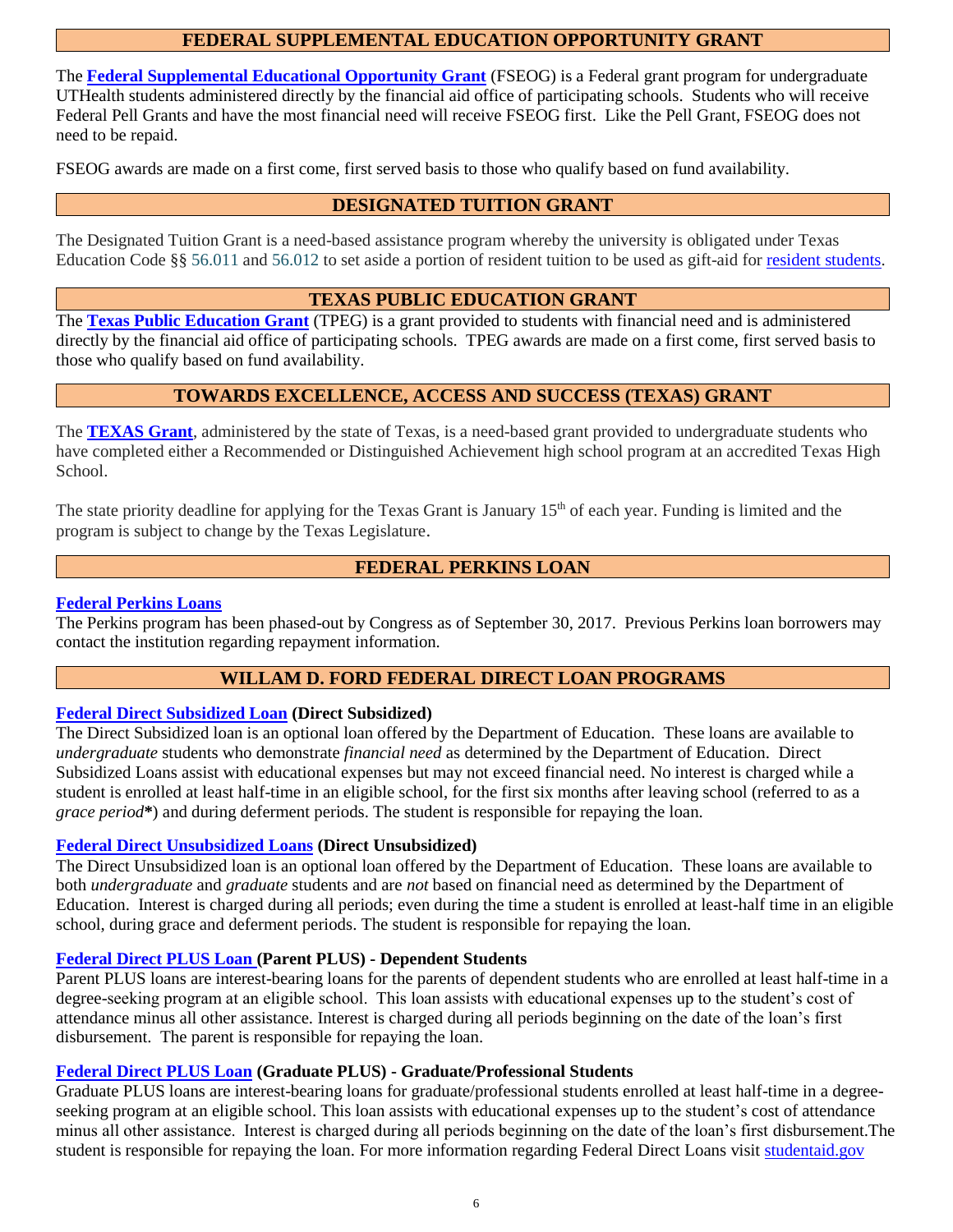## FEDERAL SUPPLEMENTAL EDUCATION OPPORTUNITY GRANT

The **Federal Supplemental Educational Opportunity Grant** (FSEOG) is a Federal grant program for undergraduate UTHealth students administered directly by the financial aid office of participating schools. Students who will receive Federal Pell Grants and have the most financial need will receive FSEOG first. Like the Pell Grant, FSEOG does not need to be repaid.

FSEOG awards are made on a first come, first served basis to those who qualify based on fund availability.

## DESIGNATED TUITION GRANT

The Designated Tuition Grant is a need-based assistance program whereby the university is obligated under Texas Education Code §§ 56.011 and 56.012 to set aside a portion of resident tuition to be used as gift-aid for resident students.

## TEXAS PUBLIC EDUCATION GRANT

The **Texas Public Education Grant** (TPEG) is a grant provided to students with financial need and is administered directly by the financial aid office of participating schools. TPEG awards are made on a first come, first served basis to those who qualify based on fund availability.

## TOWARDS EXCELLENCE, ACCESS AND SUCCESS (TEXAS) GRANT

The **TEXAS Grant**, administered by the state of Texas, is a need-based grant provided to undergraduate students who have completed either a Recommended or Distinguished Achievement high school program at an accredited Texas High School.

The state priority deadline for applying for the Texas Grant is January 15th of each year. Funding is limited and the program is subject to change by the Texas Legislature.

## FEDERAL PERKINS LOAN

**Federal Perkins Loans**

The Perkins program has been phased-out by Congress as of September 30, 2017. Previous Perkins loan borrowers may contact the institution regarding repayment information.

## WILLAM D. FORD FEDERAL DIRECT LOAN PROGRAMS

**Federal Direct Subsidized Loan (Direct Subsidized)**

The Direct Subsidized loan is an optional loan offered by the Department of Education. These loans are available to *undergraduate* students who demonstrate *financial need* as determined by the Department of Education. Direct Subsidized Loans assist with educational expenses but may not exceed financial need. No interest is charged while a student is enrolled at least half-time in an eligible school, for the first six months after leaving school (referred to as a *grace period****) and during deferment periods. The student is responsible for repaying the loan.

**Federal Direct Unsubsidized Loans (Direct Unsubsidized)**

The Direct Unsubsidized loan is an optional loan offered by the Department of Education. These loans are available to both *undergraduate* and *graduate* students and are *not* based on financial need as determined by the Department of Education. Interest is charged during all periods; even during the time a student is enrolled at least-half time in an eligible school, during grace and deferment periods. The student is responsible for repaying the loan.

**Federal Direct PLUS Loan (Parent PLUS) - Dependent Students**

Parent PLUS loans are interest-bearing loans for the parents of dependent students who are enrolled at least half-time in a degree-seeking program at an eligible school. This loan assists with educational expenses up to the student's cost of attendance minus all other assistance. Interest is charged during all periods beginning on the date of the loan's first disbursement. The parent is responsible for repaying the loan.

**Federal Direct PLUS Loan (Graduate PLUS) - Graduate/Professional Students**

Graduate PLUS loans are interest-bearing loans for graduate/professional students enrolled at least half-time in a degree-seeking program at an eligible school. This loan assists with educational expenses up to the student's cost of attendance minus all other assistance. Interest is charged during all periods beginning on the date of the loan's first disbursement.The student is responsible for repaying the loan. For more information regarding Federal Direct Loans visit studentaid.gov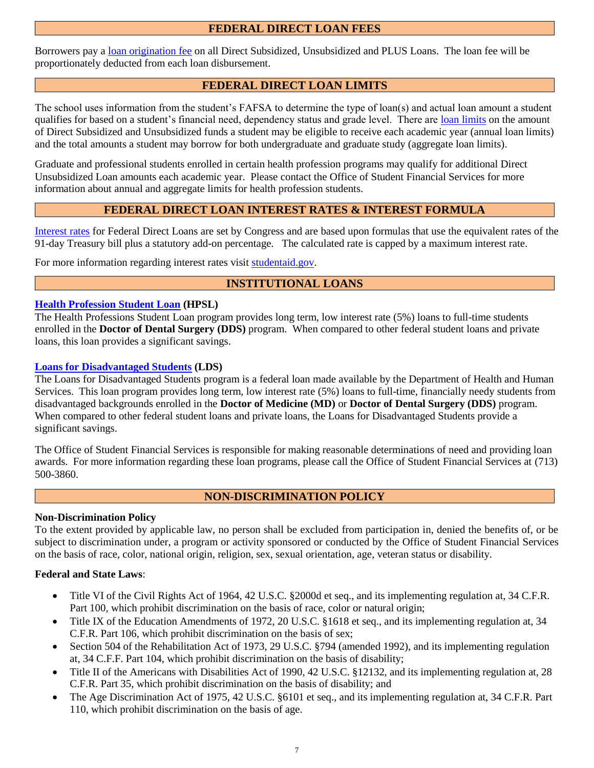## FEDERAL DIRECT LOAN FEES

Borrowers pay a loan origination fee on all Direct Subsidized, Unsubsidized and PLUS Loans. The loan fee will be proportionately deducted from each loan disbursement.

## FEDERAL DIRECT LOAN LIMITS

The school uses information from the student's FAFSA to determine the type of loan(s) and actual loan amount a student qualifies for based on a student's financial need, dependency status and grade level. There are loan limits on the amount of Direct Subsidized and Unsubsidized funds a student may be eligible to receive each academic year (annual loan limits) and the total amounts a student may borrow for both undergraduate and graduate study (aggregate loan limits).

Graduate and professional students enrolled in certain health profession programs may qualify for additional Direct Unsubsidized Loan amounts each academic year. Please contact the Office of Student Financial Services for more information about annual and aggregate limits for health profession students.

## FEDERAL DIRECT LOAN INTEREST RATES & INTEREST FORMULA

Interest rates for Federal Direct Loans are set by Congress and are based upon formulas that use the equivalent rates of the 91-day Treasury bill plus a statutory add-on percentage. The calculated rate is capped by a maximum interest rate.

For more information regarding interest rates visit studentaid.gov.

## INSTITUTIONAL LOANS

**Health Profession Student Loan (HPSL)**
The Health Professions Student Loan program provides long term, low interest rate (5%) loans to full-time students enrolled in the **Doctor of Dental Surgery (DDS)** program. When compared to other federal student loans and private loans, this loan provides a significant savings.

**Loans for Disadvantaged Students (LDS)**
The Loans for Disadvantaged Students program is a federal loan made available by the Department of Health and Human Services. This loan program provides long term, low interest rate (5%) loans to full-time, financially needy students from disadvantaged backgrounds enrolled in the **Doctor of Medicine (MD)** or **Doctor of Dental Surgery (DDS)** program. When compared to other federal student loans and private loans, the Loans for Disadvantaged Students provide a significant savings.

The Office of Student Financial Services is responsible for making reasonable determinations of need and providing loan awards. For more information regarding these loan programs, please call the Office of Student Financial Services at (713) 500-3860.

## NON-DISCRIMINATION POLICY

**Non-Discrimination Policy**
To the extent provided by applicable law, no person shall be excluded from participation in, denied the benefits of, or be subject to discrimination under, a program or activity sponsored or conducted by the Office of Student Financial Services on the basis of race, color, national origin, religion, sex, sexual orientation, age, veteran status or disability.

**Federal and State Laws**:

- Title VI of the Civil Rights Act of 1964, 42 U.S.C. §2000d et seq., and its implementing regulation at, 34 C.F.R. Part 100, which prohibit discrimination on the basis of race, color or natural origin;
- Title IX of the Education Amendments of 1972, 20 U.S.C. §1618 et seq., and its implementing regulation at, 34 C.F.R. Part 106, which prohibit discrimination on the basis of sex;
- Section 504 of the Rehabilitation Act of 1973, 29 U.S.C. §794 (amended 1992), and its implementing regulation at, 34 C.F.F. Part 104, which prohibit discrimination on the basis of disability;
- Title II of the Americans with Disabilities Act of 1990, 42 U.S.C. §12132, and its implementing regulation at, 28 C.F.R. Part 35, which prohibit discrimination on the basis of disability; and
- The Age Discrimination Act of 1975, 42 U.S.C. §6101 et seq., and its implementing regulation at, 34 C.F.R. Part 110, which prohibit discrimination on the basis of age.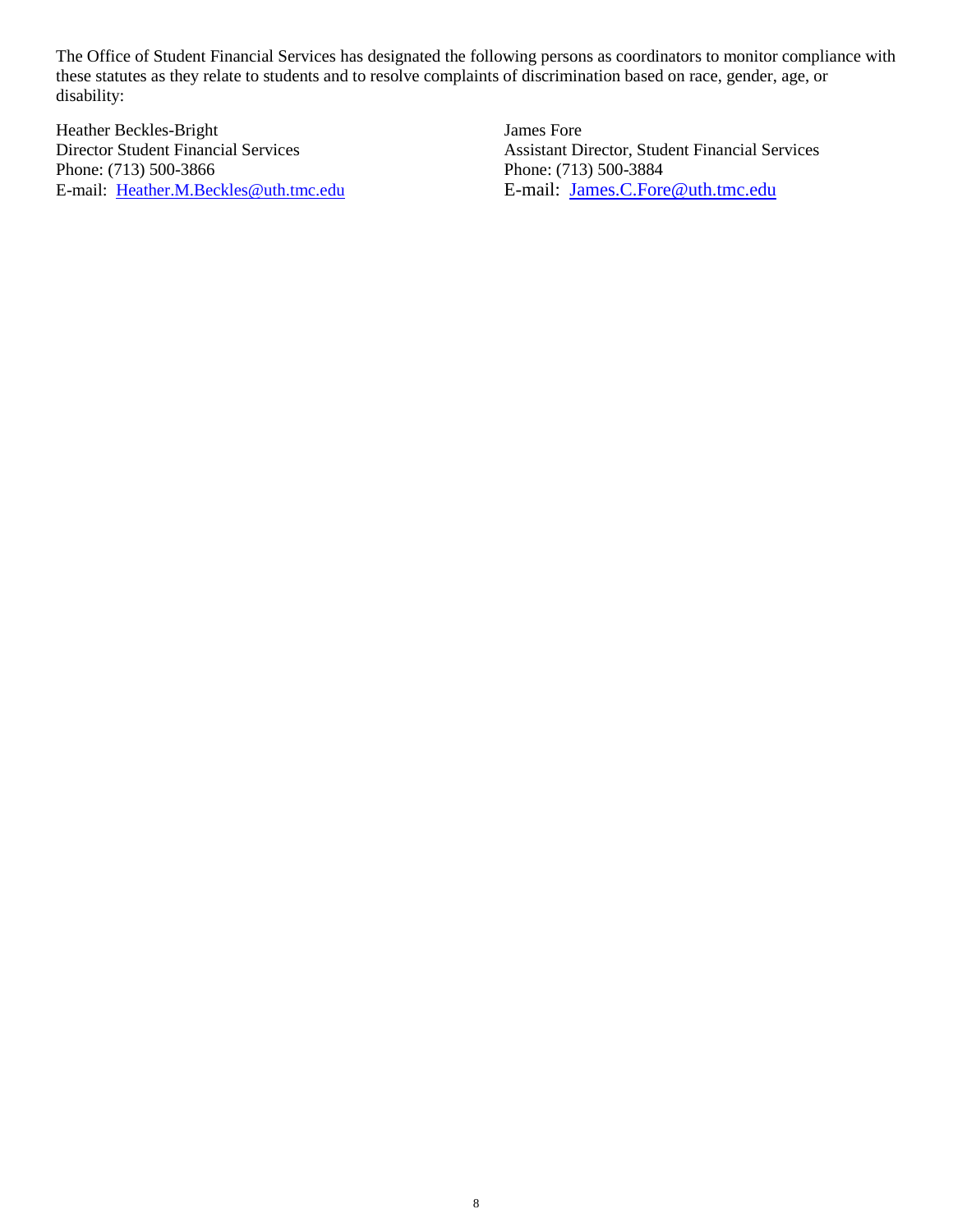The Office of Student Financial Services has designated the following persons as coordinators to monitor compliance with these statutes as they relate to students and to resolve complaints of discrimination based on race, gender, age, or disability:

Heather Beckles-Bright
Director Student Financial Services
Phone: (713) 500-3866
E-mail: Heather.M.Beckles@uth.tmc.edu

James Fore
Assistant Director, Student Financial Services
Phone: (713) 500-3884
E-mail: James.C.Fore@uth.tmc.edu